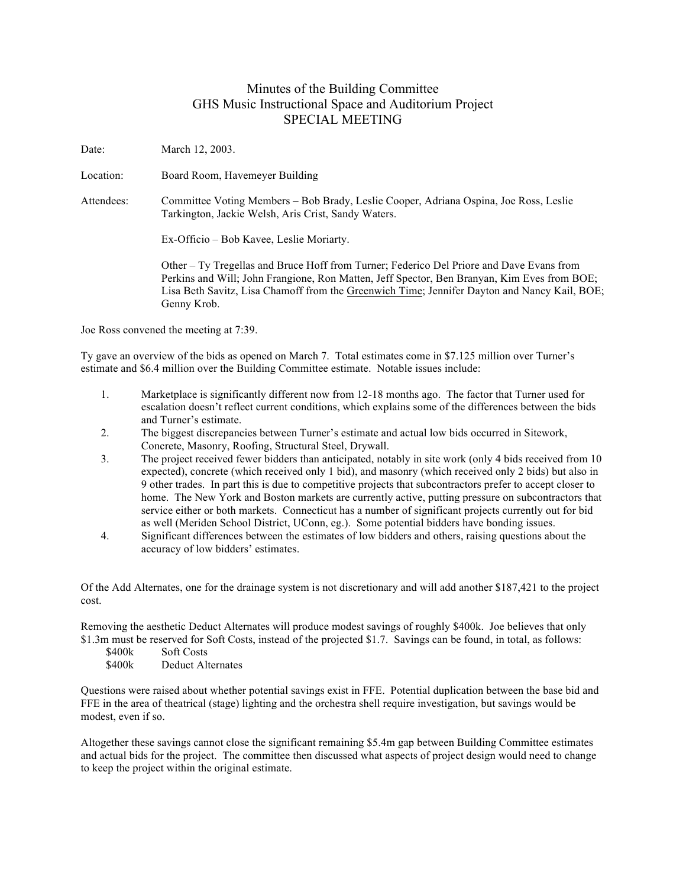# Minutes of the Building Committee
## GHS Music Instructional Space and Auditorium Project
## SPECIAL MEETING

Date: March 12, 2003.

Location: Board Room, Havemeyer Building

Attendees: Committee Voting Members – Bob Brady, Leslie Cooper, Adriana Ospina, Joe Ross, Leslie Tarkington, Jackie Welsh, Aris Crist, Sandy Waters.

Ex-Officio – Bob Kavee, Leslie Moriarty.

Other – Ty Tregellas and Bruce Hoff from Turner; Federico Del Priore and Dave Evans from Perkins and Will; John Frangione, Ron Matten, Jeff Spector, Ben Branyan, Kim Eves from BOE; Lisa Beth Savitz, Lisa Chamoff from the Greenwich Time; Jennifer Dayton and Nancy Kail, BOE; Genny Krob.

Joe Ross convened the meeting at 7:39.

Ty gave an overview of the bids as opened on March 7. Total estimates come in $7.125 million over Turner's estimate and $6.4 million over the Building Committee estimate. Notable issues include:

1. Marketplace is significantly different now from 12-18 months ago. The factor that Turner used for escalation doesn't reflect current conditions, which explains some of the differences between the bids and Turner's estimate.
2. The biggest discrepancies between Turner's estimate and actual low bids occurred in Sitework, Concrete, Masonry, Roofing, Structural Steel, Drywall.
3. The project received fewer bidders than anticipated, notably in site work (only 4 bids received from 10 expected), concrete (which received only 1 bid), and masonry (which received only 2 bids) but also in 9 other trades. In part this is due to competitive projects that subcontractors prefer to accept closer to home. The New York and Boston markets are currently active, putting pressure on subcontractors that service either or both markets. Connecticut has a number of significant projects currently out for bid as well (Meriden School District, UConn, eg.). Some potential bidders have bonding issues.
4. Significant differences between the estimates of low bidders and others, raising questions about the accuracy of low bidders' estimates.

Of the Add Alternates, one for the drainage system is not discretionary and will add another $187,421 to the project cost.

Removing the aesthetic Deduct Alternates will produce modest savings of roughly $400k. Joe believes that only $1.3m must be reserved for Soft Costs, instead of the projected $1.7. Savings can be found, in total, as follows:

$400k Soft Costs
$400k Deduct Alternates

Questions were raised about whether potential savings exist in FFE. Potential duplication between the base bid and FFE in the area of theatrical (stage) lighting and the orchestra shell require investigation, but savings would be modest, even if so.

Altogether these savings cannot close the significant remaining $5.4m gap between Building Committee estimates and actual bids for the project. The committee then discussed what aspects of project design would need to change to keep the project within the original estimate.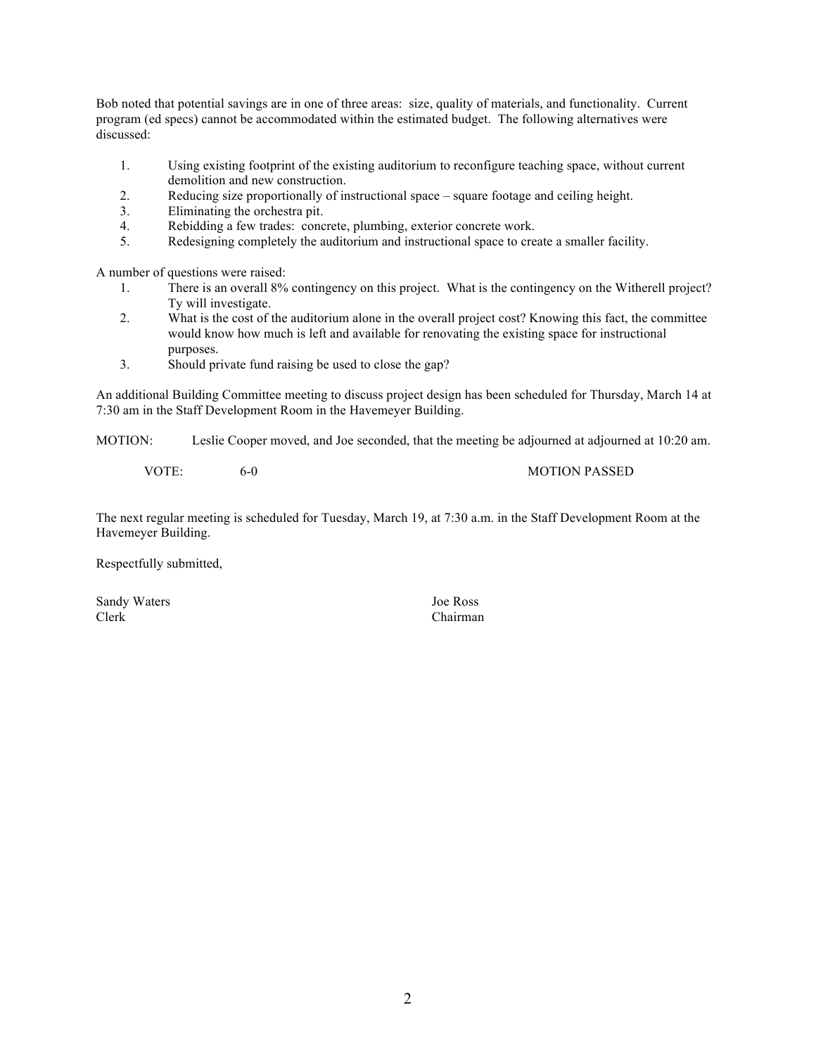Bob noted that potential savings are in one of three areas: size, quality of materials, and functionality. Current program (ed specs) cannot be accommodated within the estimated budget. The following alternatives were discussed:

1. Using existing footprint of the existing auditorium to reconfigure teaching space, without current demolition and new construction.
2. Reducing size proportionally of instructional space – square footage and ceiling height.
3. Eliminating the orchestra pit.
4. Rebidding a few trades: concrete, plumbing, exterior concrete work.
5. Redesigning completely the auditorium and instructional space to create a smaller facility.

A number of questions were raised:

1. There is an overall 8% contingency on this project. What is the contingency on the Witherell project? Ty will investigate.
2. What is the cost of the auditorium alone in the overall project cost? Knowing this fact, the committee would know how much is left and available for renovating the existing space for instructional purposes.
3. Should private fund raising be used to close the gap?

An additional Building Committee meeting to discuss project design has been scheduled for Thursday, March 14 at 7:30 am in the Staff Development Room in the Havemeyer Building.

MOTION: Leslie Cooper moved, and Joe seconded, that the meeting be adjourned at adjourned at 10:20 am.

VOTE: 6-0 MOTION PASSED

The next regular meeting is scheduled for Tuesday, March 19, at 7:30 a.m. in the Staff Development Room at the Havemeyer Building.

Respectfully submitted,

Sandy Waters
Clerk

Joe Ross
Chairman